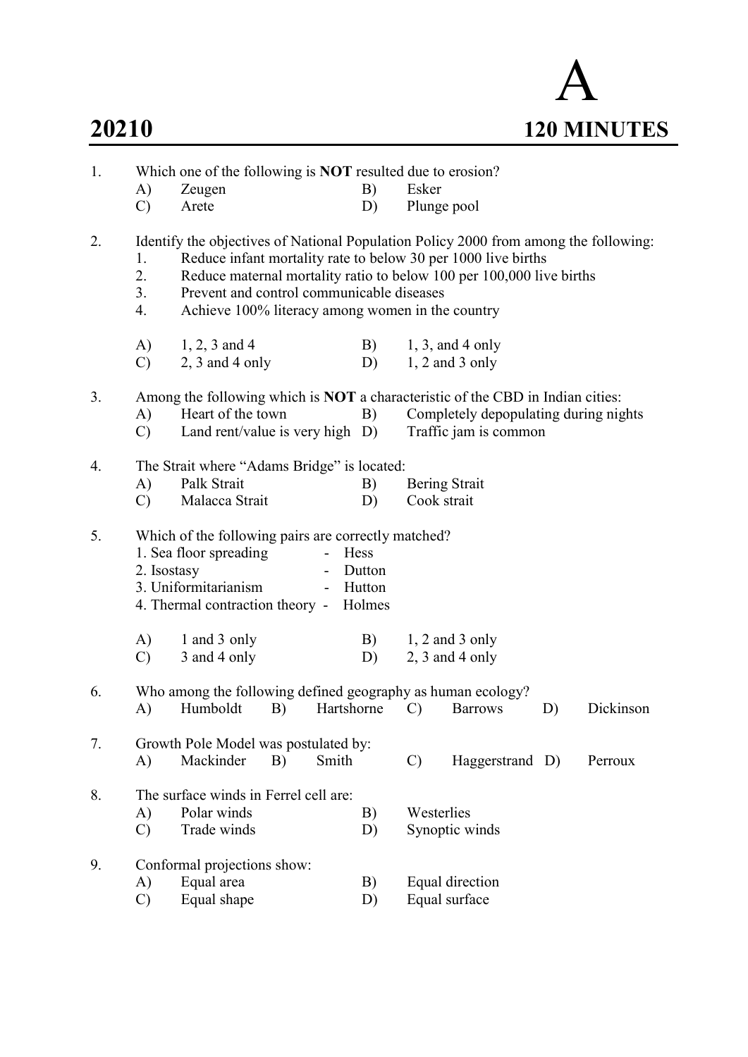# 20210

**A**

**120 MINUTES**

1. Which one of the following is **NOT** resulted due to erosion?
   - A) Zeugen
   - B) Esker
   - C) Arete
   - D) Plunge pool

2. Identify the objectives of National Population Policy 2000 from among the following:
   1. Reduce infant mortality rate to below 30 per 1000 live births
   2. Reduce maternal mortality ratio to below 100 per 100,000 live births
   3. Prevent and control communicable diseases
   4. Achieve 100% literacy among women in the country

   - A) 1, 2, 3 and 4
   - B) 1, 3, and 4 only
   - C) 2, 3 and 4 only
   - D) 1, 2 and 3 only

3. Among the following which is **NOT** a characteristic of the CBD in Indian cities:
   - A) Heart of the town
   - B) Completely depopulating during nights
   - C) Land rent/value is very high
   - D) Traffic jam is common

4. The Strait where "Adams Bridge" is located:
   - A) Palk Strait
   - B) Bering Strait
   - C) Malacca Strait
   - D) Cook strait

5. Which of the following pairs are correctly matched?
   1. Sea floor spreading - Hess
   2. Isostasy - Dutton
   3. Uniformitarianism - Hutton
   4. Thermal contraction theory - Holmes

   - A) 1 and 3 only
   - B) 1, 2 and 3 only
   - C) 3 and 4 only
   - D) 2, 3 and 4 only

6. Who among the following defined geography as human ecology?
   - A) Humboldt
   - B) Hartshorne
   - C) Barrows
   - D) Dickinson

7. Growth Pole Model was postulated by:
   - A) Mackinder
   - B) Smith
   - C) Haggerstrand
   - D) Perroux

8. The surface winds in Ferrel cell are:
   - A) Polar winds
   - B) Westerlies
   - C) Trade winds
   - D) Synoptic winds

9. Conformal projections show:
   - A) Equal area
   - B) Equal direction
   - C) Equal shape
   - D) Equal surface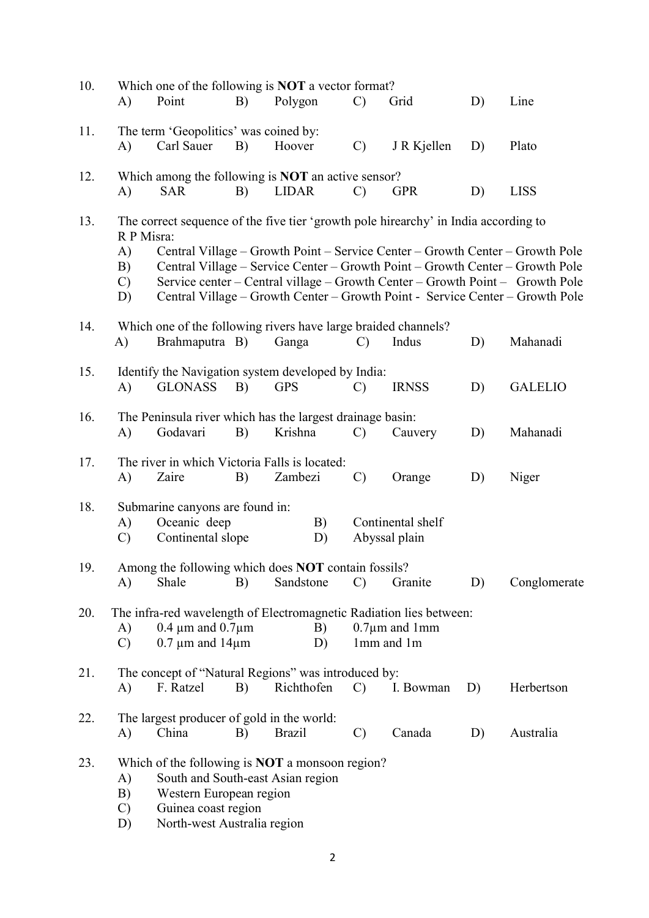10. Which one of the following is **NOT** a vector format?
    A) Point B) Polygon C) Grid D) Line

11. The term 'Geopolitics' was coined by:
    A) Carl Sauer B) Hoover C) J R Kjellen D) Plato

12. Which among the following is **NOT** an active sensor?
    A) SAR B) LIDAR C) GPR D) LISS

13. The correct sequence of the five tier 'growth pole hirearchy' in India according to R P Misra:
    A) Central Village – Growth Point – Service Center – Growth Center – Growth Pole
    B) Central Village – Service Center – Growth Point – Growth Center – Growth Pole
    C) Service center – Central village – Growth Center – Growth Point – Growth Pole
    D) Central Village – Growth Center – Growth Point - Service Center – Growth Pole

14. Which one of the following rivers have large braided channels?
    A) Brahmaputra B) Ganga C) Indus D) Mahanadi

15. Identify the Navigation system developed by India:
    A) GLONASS B) GPS C) IRNSS D) GALELIO

16. The Peninsula river which has the largest drainage basin:
    A) Godavari B) Krishna C) Cauvery D) Mahanadi

17. The river in which Victoria Falls is located:
    A) Zaire B) Zambezi C) Orange D) Niger

18. Submarine canyons are found in:
    A) Oceanic deep B) Continental shelf
    C) Continental slope D) Abyssal plain

19. Among the following which does **NOT** contain fossils?
    A) Shale B) Sandstone C) Granite D) Conglomerate

20. The infra-red wavelength of Electromagnetic Radiation lies between:
    A) 0.4 µm and 0.7µm B) 0.7µm and 1mm
    C) 0.7 µm and 14µm D) 1mm and 1m

21. The concept of "Natural Regions" was introduced by:
    A) F. Ratzel B) Richthofen C) I. Bowman D) Herbertson

22. The largest producer of gold in the world:
    A) China B) Brazil C) Canada D) Australia

23. Which of the following is **NOT** a monsoon region?
    A) South and South-east Asian region
    B) Western European region
    C) Guinea coast region
    D) North-west Australia region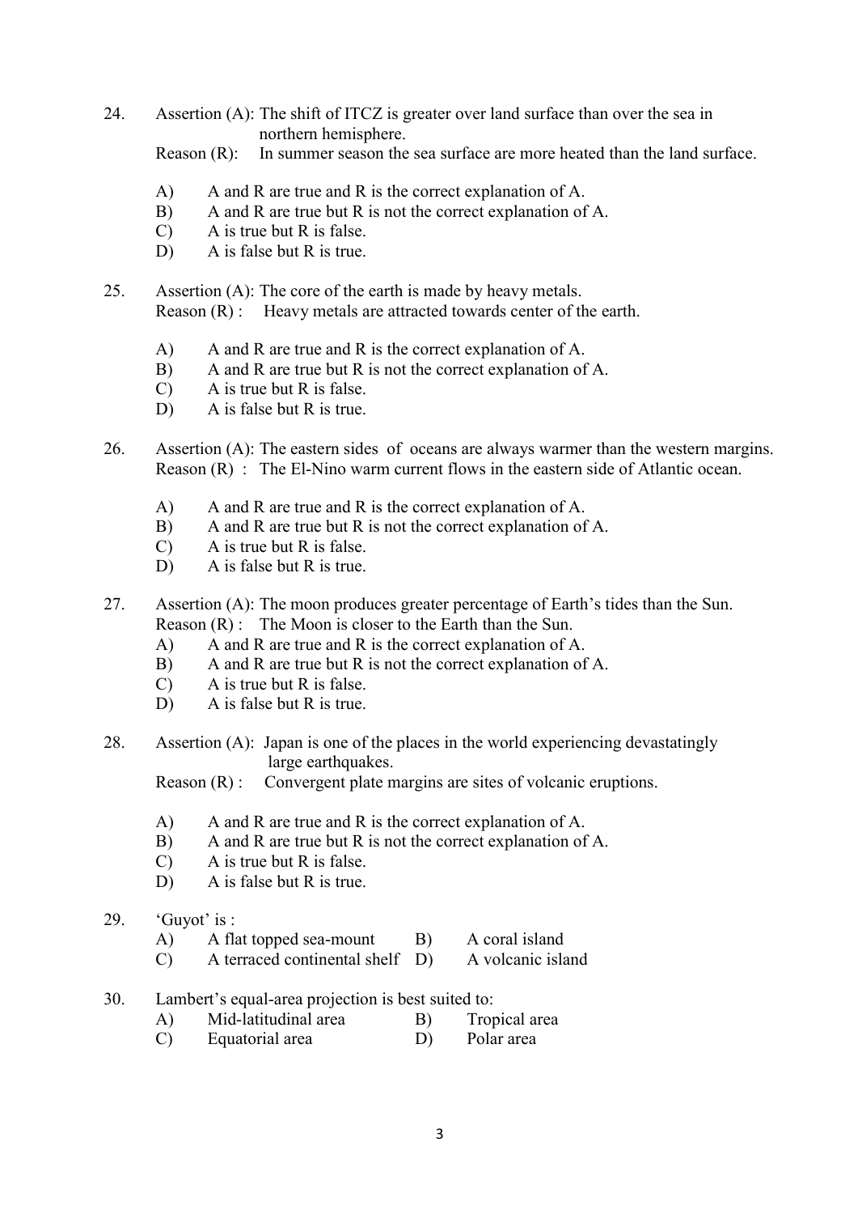24. Assertion (A): The shift of ITCZ is greater over land surface than over the sea in northern hemisphere.
    Reason (R): In summer season the sea surface are more heated than the land surface.

    A) A and R are true and R is the correct explanation of A.
    B) A and R are true but R is not the correct explanation of A.
    C) A is true but R is false.
    D) A is false but R is true.

25. Assertion (A): The core of the earth is made by heavy metals.
    Reason (R) : Heavy metals are attracted towards center of the earth.

    A) A and R are true and R is the correct explanation of A.
    B) A and R are true but R is not the correct explanation of A.
    C) A is true but R is false.
    D) A is false but R is true.

26. Assertion (A): The eastern sides of oceans are always warmer than the western margins.
    Reason (R) : The El-Nino warm current flows in the eastern side of Atlantic ocean.

    A) A and R are true and R is the correct explanation of A.
    B) A and R are true but R is not the correct explanation of A.
    C) A is true but R is false.
    D) A is false but R is true.

27. Assertion (A): The moon produces greater percentage of Earth's tides than the Sun.
    Reason (R) : The Moon is closer to the Earth than the Sun.
    A) A and R are true and R is the correct explanation of A.
    B) A and R are true but R is not the correct explanation of A.
    C) A is true but R is false.
    D) A is false but R is true.

28. Assertion (A): Japan is one of the places in the world experiencing devastatingly large earthquakes.
    Reason (R) : Convergent plate margins are sites of volcanic eruptions.

    A) A and R are true and R is the correct explanation of A.
    B) A and R are true but R is not the correct explanation of A.
    C) A is true but R is false.
    D) A is false but R is true.

29. 'Guyot' is :
    A) A flat topped sea-mount
    B) A coral island
    C) A terraced continental shelf
    D) A volcanic island

30. Lambert's equal-area projection is best suited to:
    A) Mid-latitudinal area
    B) Tropical area
    C) Equatorial area
    D) Polar area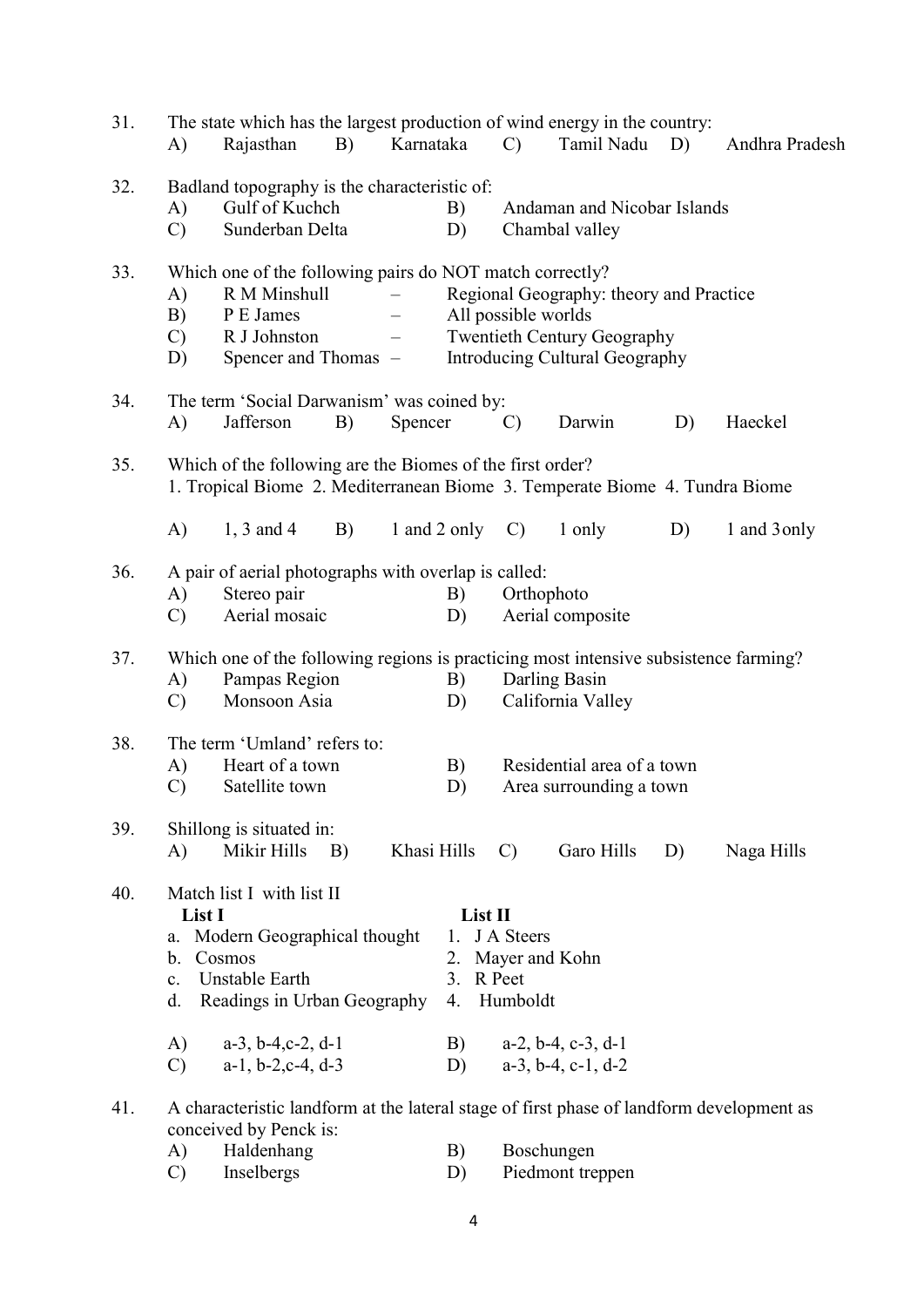31. The state which has the largest production of wind energy in the country:
   A) Rajasthan B) Karnataka C) Tamil Nadu D) Andhra Pradesh

32. Badland topography is the characteristic of:
   A) Gulf of Kuchch B) Andaman and Nicobar Islands
   C) Sunderban Delta D) Chambal valley

33. Which one of the following pairs do NOT match correctly?
   A) R M Minshull – Regional Geography: theory and Practice
   B) P E James – All possible worlds
   C) R J Johnston – Twentieth Century Geography
   D) Spencer and Thomas – Introducing Cultural Geography

34. The term 'Social Darwanism' was coined by:
   A) Jafferson B) Spencer C) Darwin D) Haeckel

35. Which of the following are the Biomes of the first order?
   1. Tropical Biome 2. Mediterranean Biome 3. Temperate Biome 4. Tundra Biome

   A) 1, 3 and 4 B) 1 and 2 only C) 1 only D) 1 and 3only

36. A pair of aerial photographs with overlap is called:
   A) Stereo pair B) Orthophoto
   C) Aerial mosaic D) Aerial composite

37. Which one of the following regions is practicing most intensive subsistence farming?
   A) Pampas Region B) Darling Basin
   C) Monsoon Asia D) California Valley

38. The term 'Umland' refers to:
   A) Heart of a town B) Residential area of a town
   C) Satellite town D) Area surrounding a town

39. Shillong is situated in:
   A) Mikir Hills B) Khasi Hills C) Garo Hills D) Naga Hills

40. Match list I with list II

| List I | List II |
|---|---|
| a. Modern Geographical thought | 1. J A Steers |
| b. Cosmos | 2. Mayer and Kohn |
| c. Unstable Earth | 3. R Peet |
| d. Readings in Urban Geography | 4. Humboldt |

   A) a-3, b-4,c-2, d-1 B) a-2, b-4, c-3, d-1
   C) a-1, b-2,c-4, d-3 D) a-3, b-4, c-1, d-2

41. A characteristic landform at the lateral stage of first phase of landform development as conceived by Penck is:
   A) Haldenhang B) Boschungen
   C) Inselbergs D) Piedmont treppen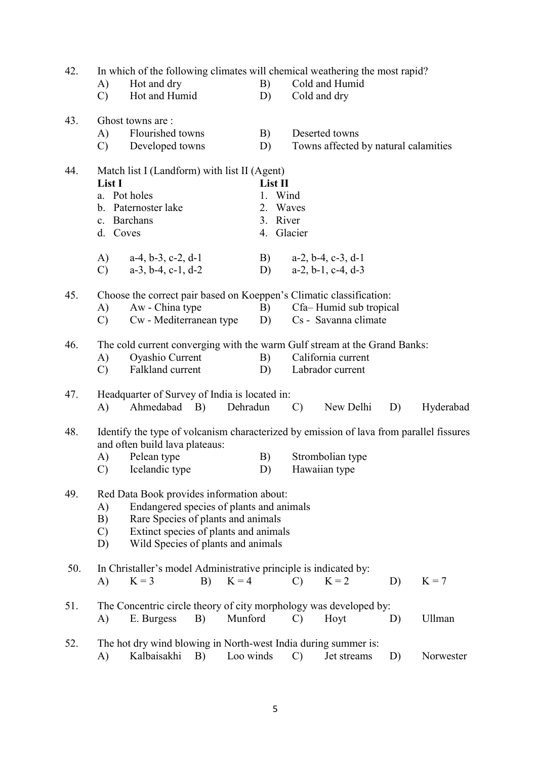42. In which of the following climates will chemical weathering the most rapid?
   A) Hot and dry  B) Cold and Humid
   C) Hot and Humid  D) Cold and dry

43. Ghost towns are :
   A) Flourished towns  B) Deserted towns
   C) Developed towns  D) Towns affected by natural calamities

44. Match list I (Landform) with list II (Agent)

| List I | List II |
|---|---|
| a. Pot holes | 1. Wind |
| b. Paternoster lake | 2. Waves |
| c. Barchans | 3. River |
| d. Coves | 4. Glacier |

   A) a-4, b-3, c-2, d-1  B) a-2, b-4, c-3, d-1
   C) a-3, b-4, c-1, d-2  D) a-2, b-1, c-4, d-3

45. Choose the correct pair based on Koeppen's Climatic classification:
   A) Aw - China type  B) Cfa– Humid sub tropical
   C) Cw - Mediterranean type  D) Cs - Savanna climate

46. The cold current converging with the warm Gulf stream at the Grand Banks:
   A) Oyashio Current  B) California current
   C) Falkland current  D) Labrador current

47. Headquarter of Survey of India is located in:
   A) Ahmedabad  B) Dehradun  C) New Delhi  D) Hyderabad

48. Identify the type of volcanism characterized by emission of lava from parallel fissures and often build lava plateaus:
   A) Pelean type  B) Strombolian type
   C) Icelandic type  D) Hawaiian type

49. Red Data Book provides information about:
   A) Endangered species of plants and animals
   B) Rare Species of plants and animals
   C) Extinct species of plants and animals
   D) Wild Species of plants and animals

50. In Christaller's model Administrative principle is indicated by:
   A) K = 3  B) K = 4  C) K = 2  D) K = 7

51. The Concentric circle theory of city morphology was developed by:
   A) E. Burgess  B) Munford  C) Hoyt  D) Ullman

52. The hot dry wind blowing in North-west India during summer is:
   A) Kalbaisakhi  B) Loo winds  C) Jet streams  D) Norwester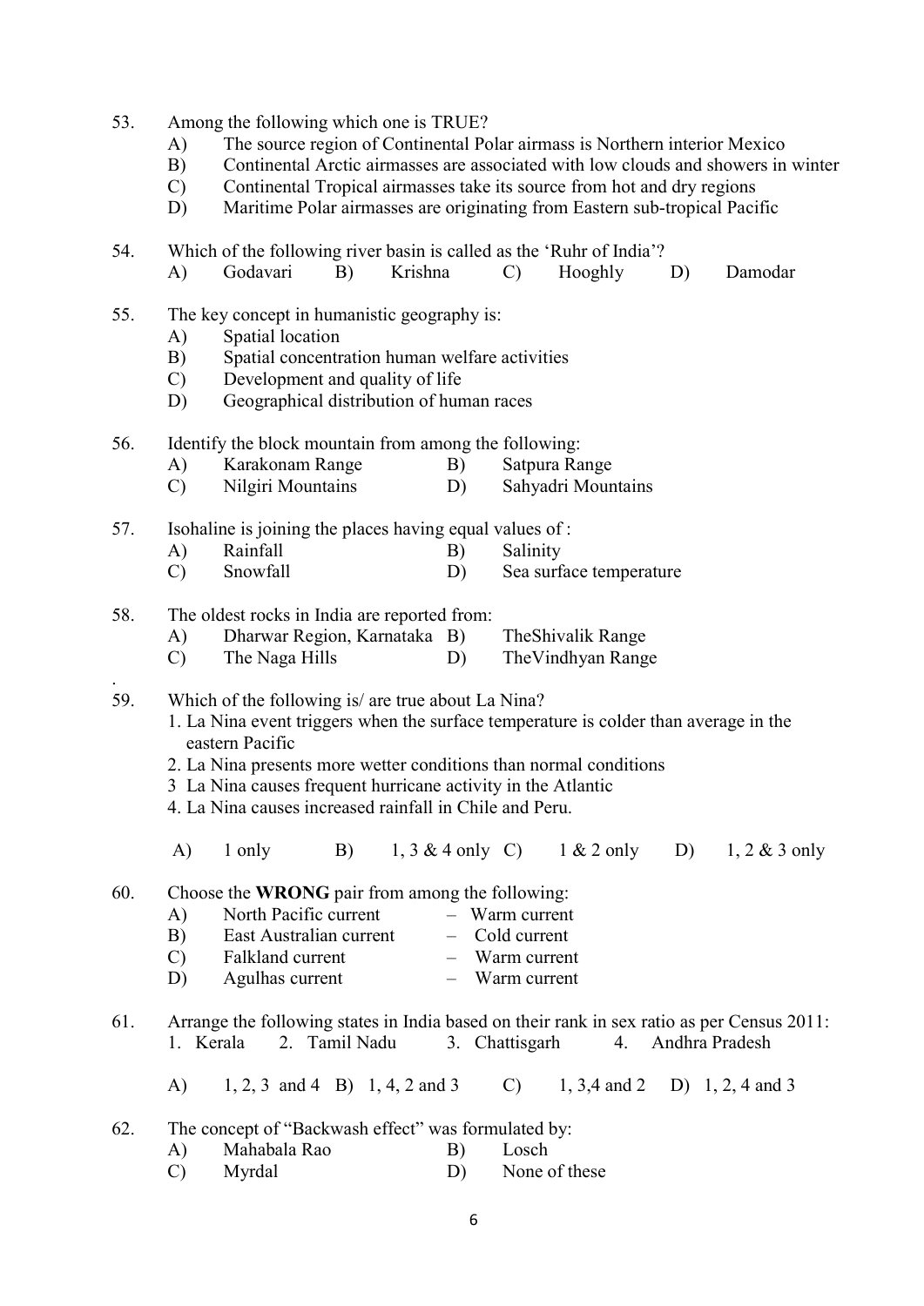53. Among the following which one is TRUE?
    - A) The source region of Continental Polar airmass is Northern interior Mexico
    - B) Continental Arctic airmasses are associated with low clouds and showers in winter
    - C) Continental Tropical airmasses take its source from hot and dry regions
    - D) Maritime Polar airmasses are originating from Eastern sub-tropical Pacific

54. Which of the following river basin is called as the 'Ruhr of India'?
    - A) Godavari  B) Krishna  C) Hooghly  D) Damodar

55. The key concept in humanistic geography is:
    - A) Spatial location
    - B) Spatial concentration human welfare activities
    - C) Development and quality of life
    - D) Geographical distribution of human races

56. Identify the block mountain from among the following:
    - A) Karakonam Range  B) Satpura Range
    - C) Nilgiri Mountains  D) Sahyadri Mountains

57. Isohaline is joining the places having equal values of :
    - A) Rainfall  B) Salinity
    - C) Snowfall  D) Sea surface temperature

58. The oldest rocks in India are reported from:
    - A) Dharwar Region, Karnataka  B) TheShivalik Range
    - C) The Naga Hills  D) TheVindhyan Range

.

59. Which of the following is/ are true about La Nina?
    1. La Nina event triggers when the surface temperature is colder than average in the eastern Pacific
    2. La Nina presents more wetter conditions than normal conditions
    3. La Nina causes frequent hurricane activity in the Atlantic
    4. La Nina causes increased rainfall in Chile and Peru.

    - A) 1 only  B) 1, 3 & 4 only  C) 1 & 2 only  D) 1, 2 & 3 only

60. Choose the **WRONG** pair from among the following:
    - A) North Pacific current – Warm current
    - B) East Australian current – Cold current
    - C) Falkland current – Warm current
    - D) Agulhas current – Warm current

61. Arrange the following states in India based on their rank in sex ratio as per Census 2011:
    1. Kerala  2. Tamil Nadu  3. Chattisgarh  4. Andhra Pradesh

    - A) 1, 2, 3 and 4  B) 1, 4, 2 and 3  C) 1, 3,4 and 2  D) 1, 2, 4 and 3

62. The concept of "Backwash effect" was formulated by:
    - A) Mahabala Rao  B) Losch
    - C) Myrdal  D) None of these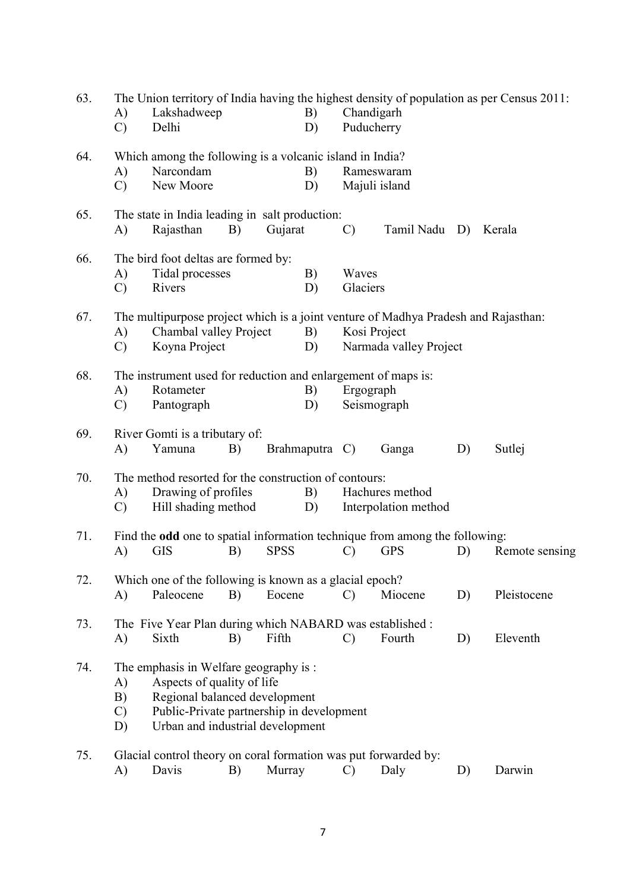63. The Union territory of India having the highest density of population as per Census 2011:

    A) Lakshadweep
    B) Chandigarh
    C) Delhi
    D) Puducherry

64. Which among the following is a volcanic island in India?

    A) Narcondam
    B) Rameswaram
    C) New Moore
    D) Majuli island

65. The state in India leading in salt production:

    A) Rajasthan
    B) Gujarat
    C) Tamil Nadu
    D) Kerala

66. The bird foot deltas are formed by:

    A) Tidal processes
    B) Waves
    C) Rivers
    D) Glaciers

67. The multipurpose project which is a joint venture of Madhya Pradesh and Rajasthan:

    A) Chambal valley Project
    B) Kosi Project
    C) Koyna Project
    D) Narmada valley Project

68. The instrument used for reduction and enlargement of maps is:

    A) Rotameter
    B) Ergograph
    C) Pantograph
    D) Seismograph

69. River Gomti is a tributary of:

    A) Yamuna
    B) Brahmaputra
    C) Ganga
    D) Sutlej

70. The method resorted for the construction of contours:

    A) Drawing of profiles
    B) Hachures method
    C) Hill shading method
    D) Interpolation method

71. Find the **odd** one to spatial information technique from among the following:

    A) GIS
    B) SPSS
    C) GPS
    D) Remote sensing

72. Which one of the following is known as a glacial epoch?

    A) Paleocene
    B) Eocene
    C) Miocene
    D) Pleistocene

73. The Five Year Plan during which NABARD was established :

    A) Sixth
    B) Fifth
    C) Fourth
    D) Eleventh

74. The emphasis in Welfare geography is :

    A) Aspects of quality of life
    B) Regional balanced development
    C) Public-Private partnership in development
    D) Urban and industrial development

75. Glacial control theory on coral formation was put forwarded by:

    A) Davis
    B) Murray
    C) Daly
    D) Darwin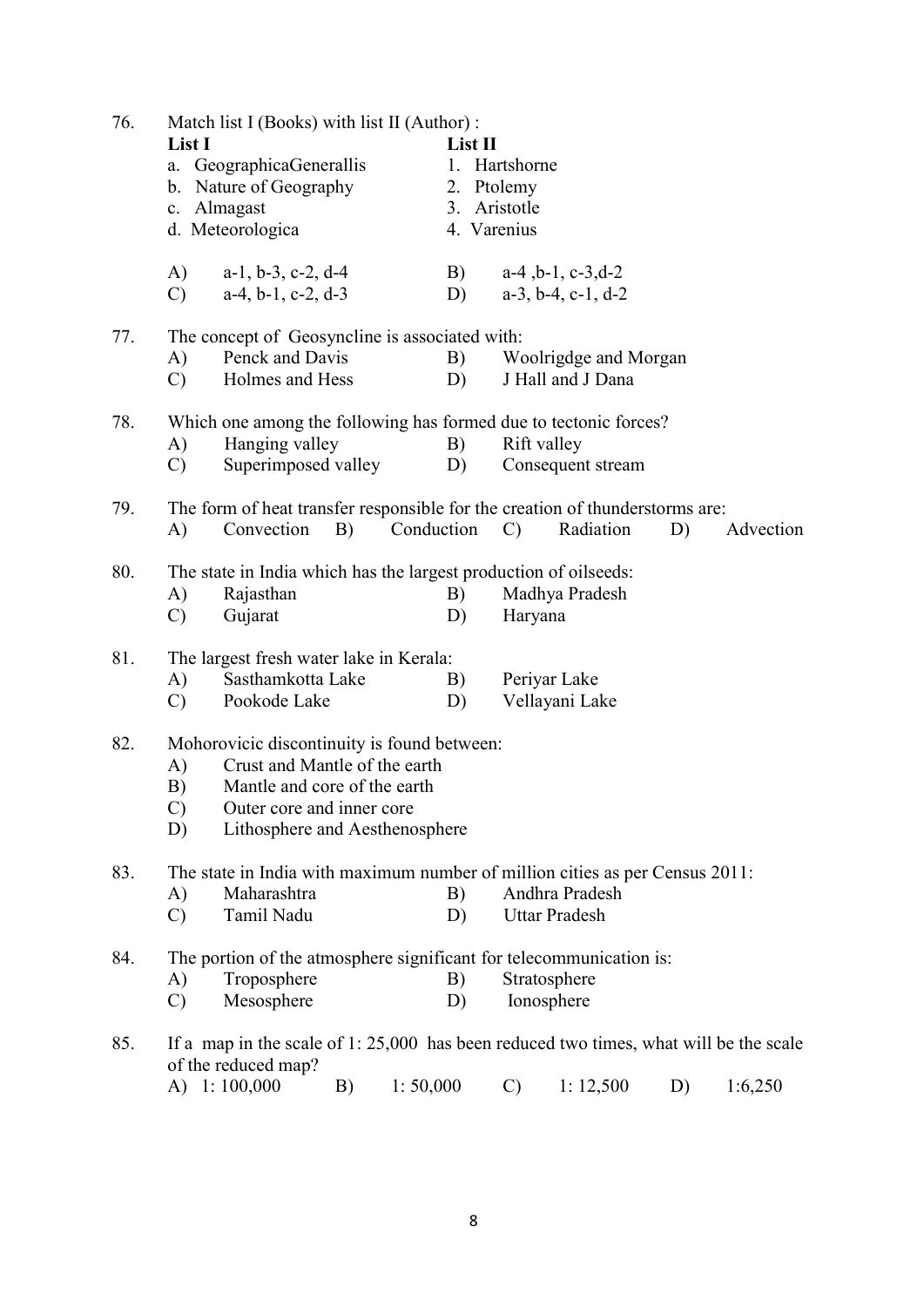76. Match list I (Books) with list II (Author) :

| List I | List II |
|---|---|
| a. GeographicaGenerallis | 1. Hartshorne |
| b. Nature of Geography | 2. Ptolemy |
| c. Almagast | 3. Aristotle |
| d. Meteorologica | 4. Varenius |

A) a-1, b-3, c-2, d-4 B) a-4 ,b-1, c-3,d-2
C) a-4, b-1, c-2, d-3 D) a-3, b-4, c-1, d-2

77. The concept of Geosyncline is associated with:
A) Penck and Davis B) Woolrigdge and Morgan
C) Holmes and Hess D) J Hall and J Dana

78. Which one among the following has formed due to tectonic forces?
A) Hanging valley B) Rift valley
C) Superimposed valley D) Consequent stream

79. The form of heat transfer responsible for the creation of thunderstorms are:
A) Convection B) Conduction C) Radiation D) Advection

80. The state in India which has the largest production of oilseeds:
A) Rajasthan B) Madhya Pradesh
C) Gujarat D) Haryana

81. The largest fresh water lake in Kerala:
A) Sasthamkotta Lake B) Periyar Lake
C) Pookode Lake D) Vellayani Lake

82. Mohorovicic discontinuity is found between:
A) Crust and Mantle of the earth
B) Mantle and core of the earth
C) Outer core and inner core
D) Lithosphere and Aesthenosphere

83. The state in India with maximum number of million cities as per Census 2011:
A) Maharashtra B) Andhra Pradesh
C) Tamil Nadu D) Uttar Pradesh

84. The portion of the atmosphere significant for telecommunication is:
A) Troposphere B) Stratosphere
C) Mesosphere D) Ionosphere

85. If a map in the scale of 1: 25,000 has been reduced two times, what will be the scale of the reduced map?
A) 1: 100,000 B) 1: 50,000 C) 1: 12,500 D) 1:6,250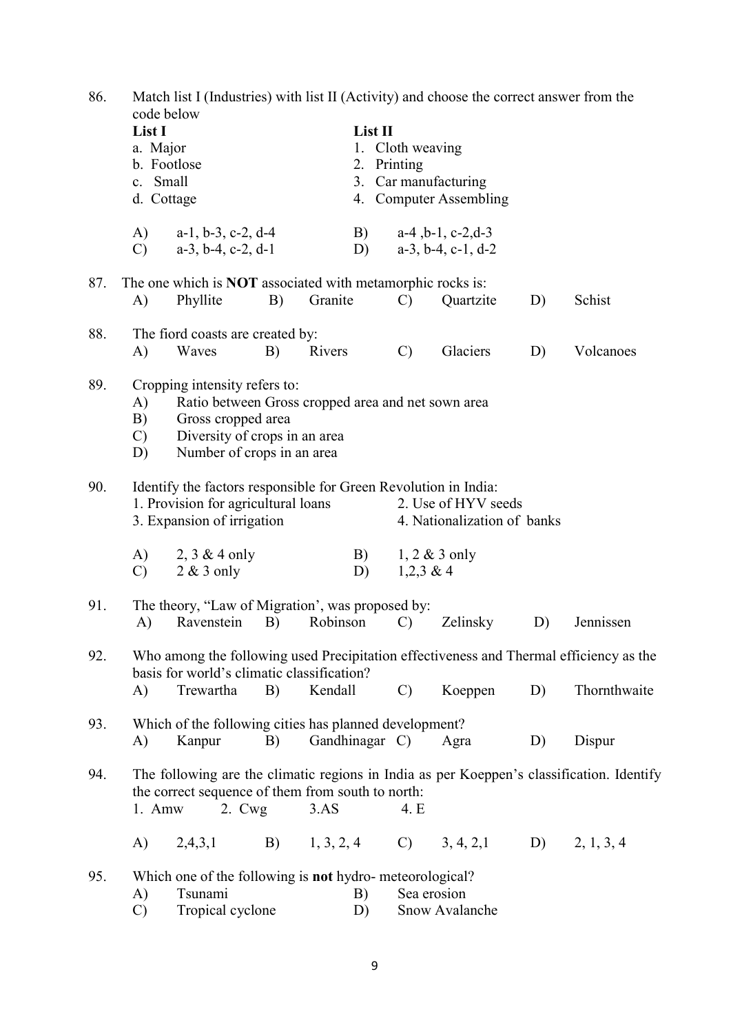86. Match list I (Industries) with list II (Activity) and choose the correct answer from the code below

| List I | List II |
|---|---|
| a. Major | 1. Cloth weaving |
| b. Footlose | 2. Printing |
| c. Small | 3. Car manufacturing |
| d. Cottage | 4. Computer Assembling |

A) a-1, b-3, c-2, d-4  B) a-4 ,b-1, c-2,d-3
C) a-3, b-4, c-2, d-1  D) a-3, b-4, c-1, d-2

87. The one which is **NOT** associated with metamorphic rocks is:
A) Phyllite  B) Granite  C) Quartzite  D) Schist

88. The fiord coasts are created by:
A) Waves  B) Rivers  C) Glaciers  D) Volcanoes

89. Cropping intensity refers to:
A) Ratio between Gross cropped area and net sown area
B) Gross cropped area
C) Diversity of crops in an area
D) Number of crops in an area

90. Identify the factors responsible for Green Revolution in India:
1. Provision for agricultural loans  2. Use of HYV seeds
3. Expansion of irrigation  4. Nationalization of banks

A) 2, 3 & 4 only  B) 1, 2 & 3 only
C) 2 & 3 only  D) 1,2,3 & 4

91. The theory, "Law of Migration', was proposed by:
A) Ravenstein  B) Robinson  C) Zelinsky  D) Jennissen

92. Who among the following used Precipitation effectiveness and Thermal efficiency as the basis for world's climatic classification?
A) Trewartha  B) Kendall  C) Koeppen  D) Thornthwaite

93. Which of the following cities has planned development?
A) Kanpur  B) Gandhinagar  C) Agra  D) Dispur

94. The following are the climatic regions in India as per Koeppen's classification. Identify the correct sequence of them from south to north:
1. Amw  2. Cwg  3.AS  4. E

A) 2,4,3,1  B) 1, 3, 2, 4  C) 3, 4, 2,1  D) 2, 1, 3, 4

95. Which one of the following is **not** hydro- meteorological?
A) Tsunami  B) Sea erosion
C) Tropical cyclone  D) Snow Avalanche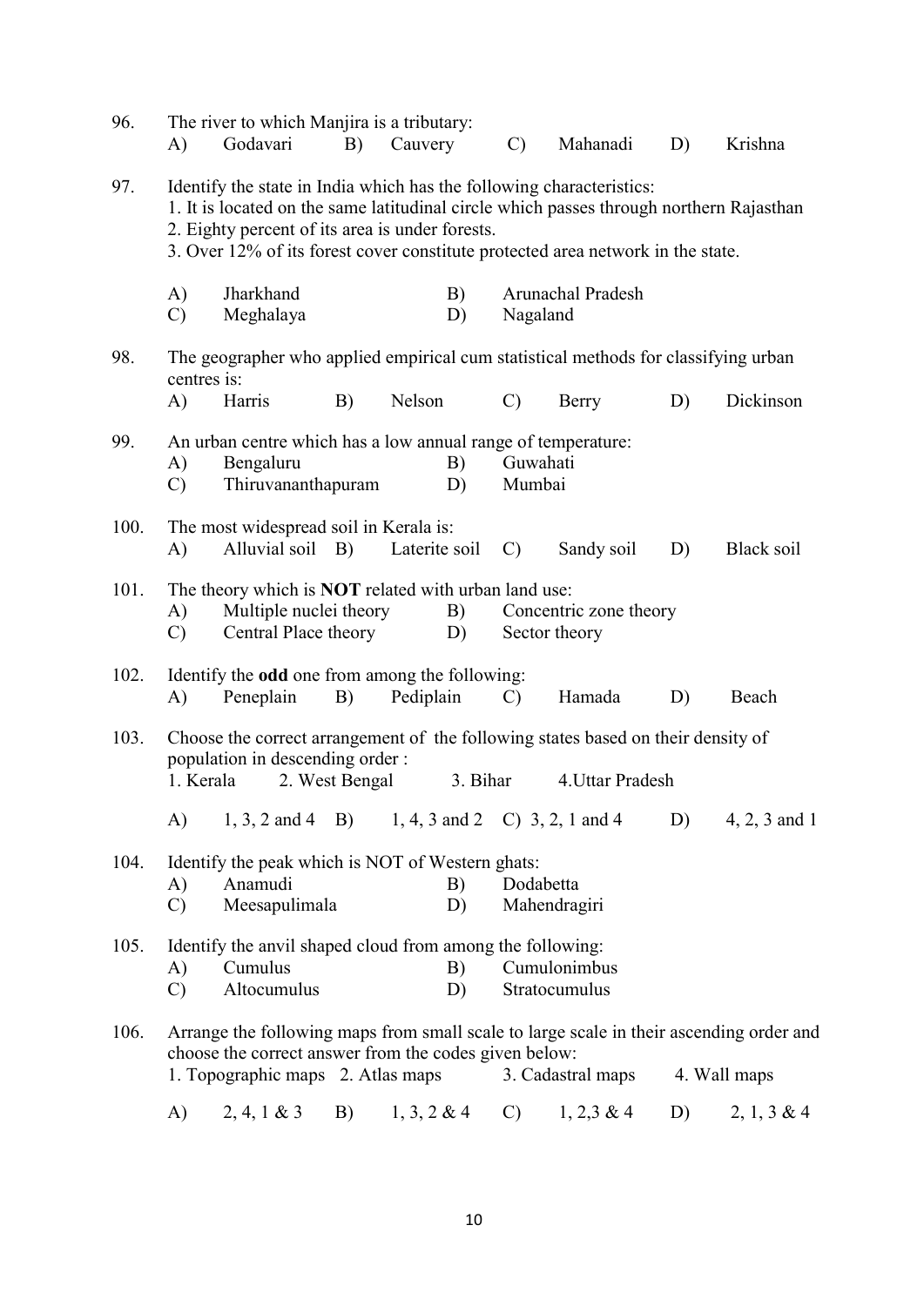96. The river to which Manjira is a tributary:

A) Godavari B) Cauvery C) Mahanadi D) Krishna

97. Identify the state in India which has the following characteristics:
1. It is located on the same latitudinal circle which passes through northern Rajasthan
2. Eighty percent of its area is under forests.
3. Over 12% of its forest cover constitute protected area network in the state.

A) Jharkhand B) Arunachal Pradesh
C) Meghalaya D) Nagaland

98. The geographer who applied empirical cum statistical methods for classifying urban centres is:

A) Harris B) Nelson C) Berry D) Dickinson

99. An urban centre which has a low annual range of temperature:

A) Bengaluru B) Guwahati
C) Thiruvananthapuram D) Mumbai

100. The most widespread soil in Kerala is:

A) Alluvial soil B) Laterite soil C) Sandy soil D) Black soil

101. The theory which is **NOT** related with urban land use:

A) Multiple nuclei theory B) Concentric zone theory
C) Central Place theory D) Sector theory

102. Identify the **odd** one from among the following:

A) Peneplain B) Pediplain C) Hamada D) Beach

103. Choose the correct arrangement of the following states based on their density of population in descending order :
1. Kerala 2. West Bengal 3. Bihar 4.Uttar Pradesh

A) 1, 3, 2 and 4 B) 1, 4, 3 and 2 C) 3, 2, 1 and 4 D) 4, 2, 3 and 1

104. Identify the peak which is NOT of Western ghats:

A) Anamudi B) Dodabetta
C) Meesapulimala D) Mahendragiri

105. Identify the anvil shaped cloud from among the following:

A) Cumulus B) Cumulonimbus
C) Altocumulus D) Stratocumulus

106. Arrange the following maps from small scale to large scale in their ascending order and choose the correct answer from the codes given below:
1. Topographic maps 2. Atlas maps 3. Cadastral maps 4. Wall maps

A) 2, 4, 1 & 3 B) 1, 3, 2 & 4 C) 1, 2,3 & 4 D) 2, 1, 3 & 4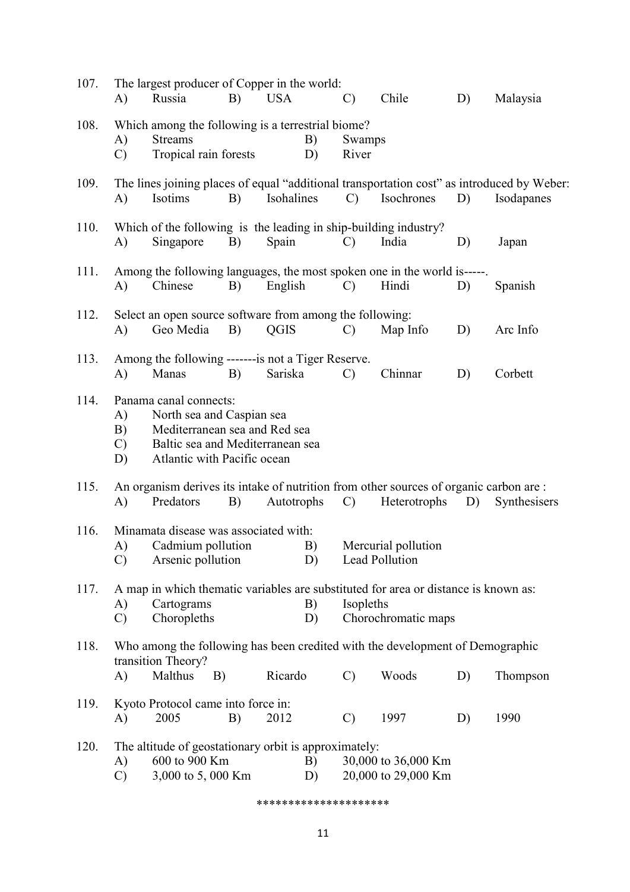107. The largest producer of Copper in the world:
A) Russia B) USA C) Chile D) Malaysia

108. Which among the following is a terrestrial biome?
A) Streams B) Swamps
C) Tropical rain forests D) River

109. The lines joining places of equal "additional transportation cost" as introduced by Weber:
A) Isotims B) Isohalines C) Isochrones D) Isodapanes

110. Which of the following is the leading in ship-building industry?
A) Singapore B) Spain C) India D) Japan

111. Among the following languages, the most spoken one in the world is-----.
A) Chinese B) English C) Hindi D) Spanish

112. Select an open source software from among the following:
A) Geo Media B) QGIS C) Map Info D) Arc Info

113. Among the following -------is not a Tiger Reserve.
A) Manas B) Sariska C) Chinnar D) Corbett

114. Panama canal connects:
A) North sea and Caspian sea
B) Mediterranean sea and Red sea
C) Baltic sea and Mediterranean sea
D) Atlantic with Pacific ocean

115. An organism derives its intake of nutrition from other sources of organic carbon are :
A) Predators B) Autotrophs C) Heterotrophs D) Synthesisers

116. Minamata disease was associated with:
A) Cadmium pollution B) Mercurial pollution
C) Arsenic pollution D) Lead Pollution

117. A map in which thematic variables are substituted for area or distance is known as:
A) Cartograms B) Isopleths
C) Choropleths D) Chorochromatic maps

118. Who among the following has been credited with the development of Demographic transition Theory?
A) Malthus B) Ricardo C) Woods D) Thompson

119. Kyoto Protocol came into force in:
A) 2005 B) 2012 C) 1997 D) 1990

120. The altitude of geostationary orbit is approximately:
A) 600 to 900 Km B) 30,000 to 36,000 Km
C) 3,000 to 5, 000 Km D) 20,000 to 29,000 Km

********************